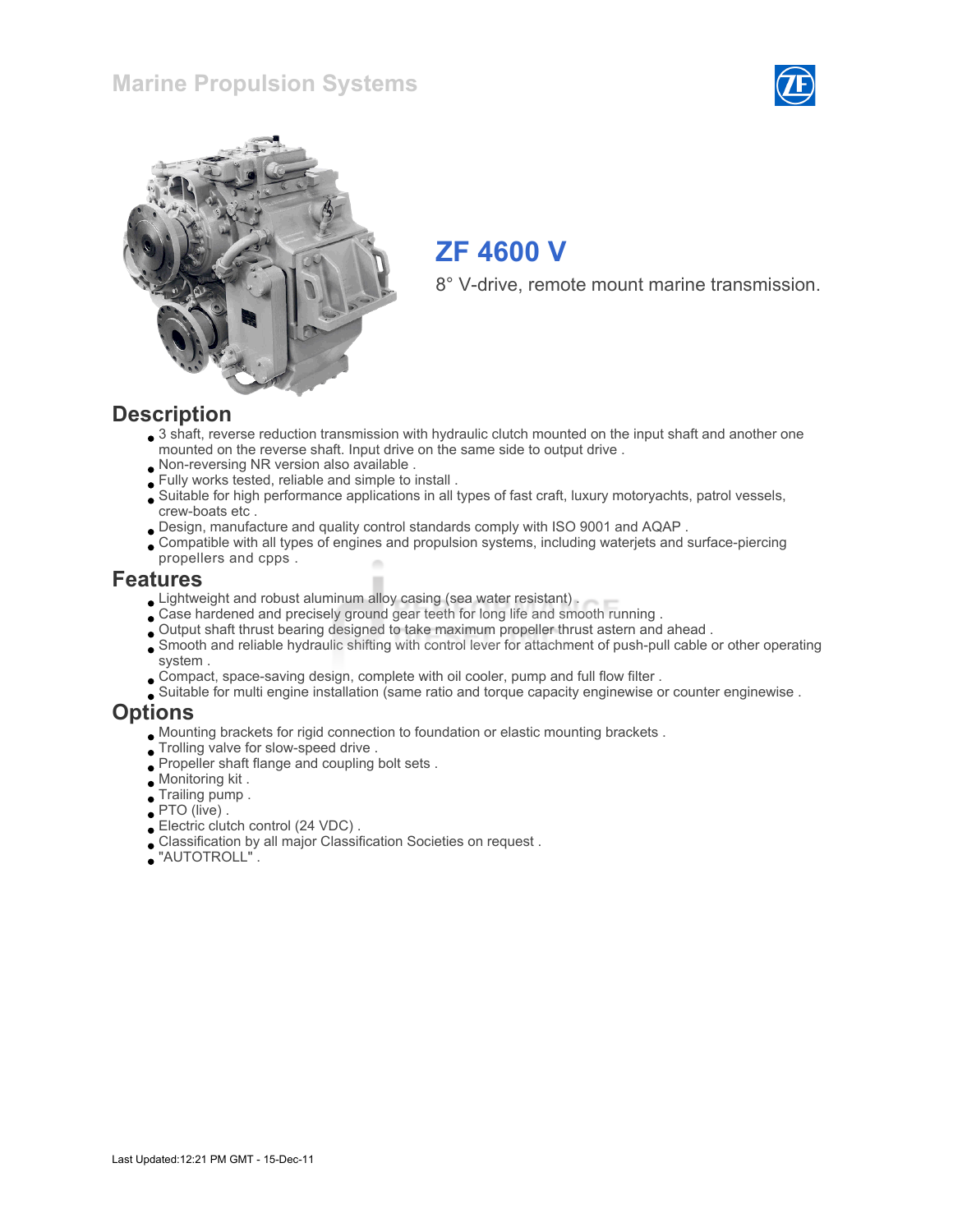Marine Propulsion Systems

# ZF 4600 V

8° V-drive, remote mount marine transmission.

## Description

- 3 shaft, reverse reduction transmission with hydraulic clutch mounted on the input shaft and another one mounted on the reverse shaft. Input drive on the same side to output drive .
- Non-reversing NR version also available .
- Fully works tested, reliable and simple to install .
- Suitable for high performance applications in all types of fast craft, luxury motoryachts, patrol vessels, crew-boats etc .
- Design, manufacture and quality control standards comply with ISO 9001 and AQAP .
- Compatible with all types of engines and propulsion systems, including waterjets and surface-piercing propellers and cpps .

## Features

- Lightweight and robust aluminum alloy casing (sea water resistant) .
- Case hardened and precisely ground gear teeth for long life and smooth running .
- Output shaft thrust bearing designed to take maximum propeller thrust astern and ahead .
- Smooth and reliable hydraulic shifting with control lever for attachment of push-pull cable or other operating system .
- Compact, space-saving design, complete with oil cooler, pump and full flow filter .
- Suitable for multi engine installation (same ratio and torque capacity enginewise or counter enginewise .

## Options

- Mounting brackets for rigid connection to foundation or elastic mounting brackets .
- Trolling valve for slow-speed drive .
- Propeller shaft flange and coupling bolt sets .
- Monitoring kit .
- Trailing pump .
- PTO (live) .
- Electric clutch control (24 VDC) .
- Classification by all major Classification Societies on request .
- "AUTOTROLL" .

Last Updated:12:21 PM GMT - 15-Dec-11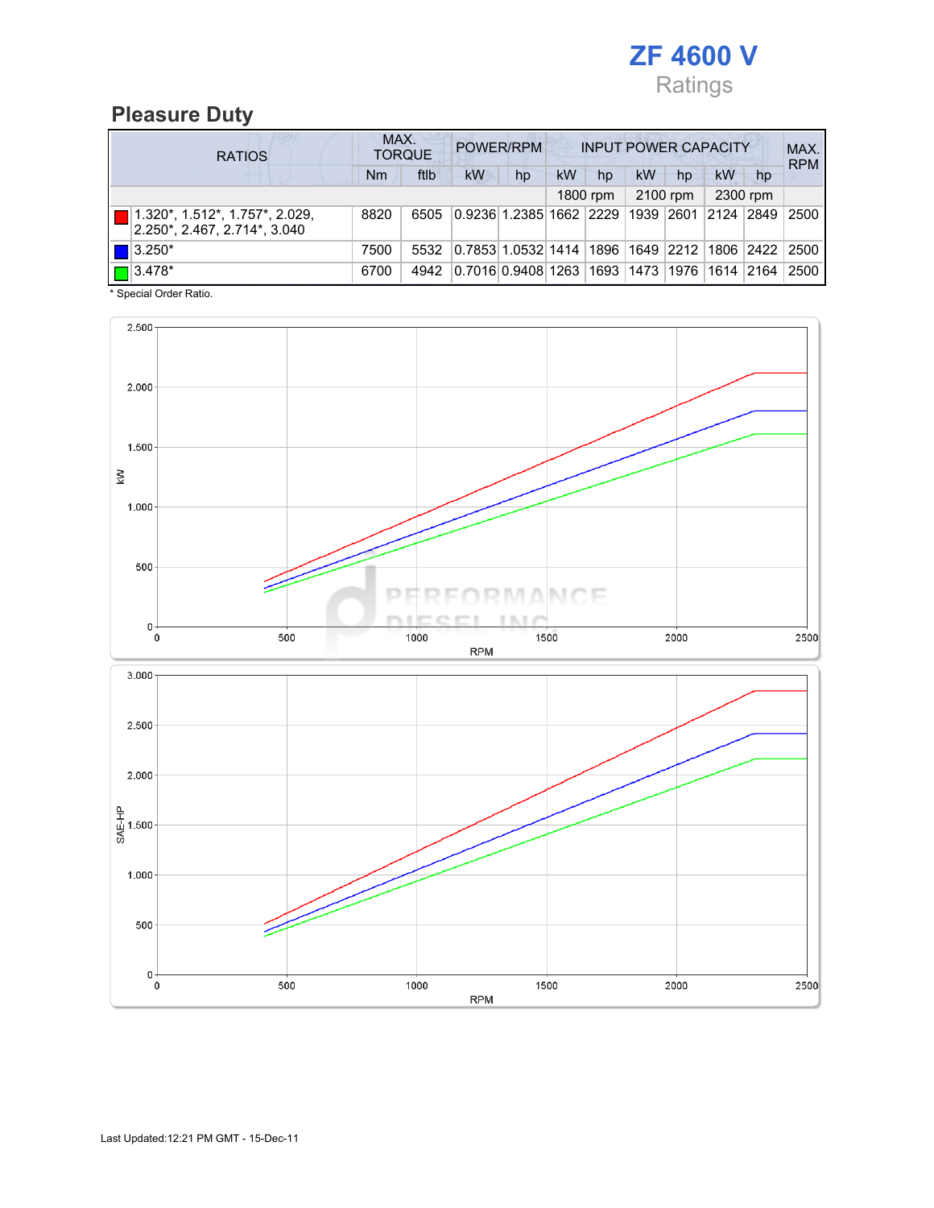# ZF 4600 V

Ratings

## Pleasure Duty

| RATIOS | MAX. TORQUE | | POWER/RPM | | INPUT POWER CAPACITY | | | | | | MAX. RPM |
|---|---|---|---|---|---|---|---|---|---|---|---|
| | Nm | ftlb | kW | hp | kW | hp | kW | hp | kW | hp | |
| | | | | | 1800 rpm | | 2100 rpm | | 2300 rpm | | |
| 1.320*, 1.512*, 1.757*, 2.029, 2.250*, 2.467, 2.714*, 3.040 | 8820 | 6505 | 0.9236 | 1.2385 | 1662 | 2229 | 1939 | 2601 | 2124 | 2849 | 2500 |
| 3.250* | 7500 | 5532 | 0.7853 | 1.0532 | 1414 | 1896 | 1649 | 2212 | 1806 | 2422 | 2500 |
| 3.478* | 6700 | 4942 | 0.7016 | 0.9408 | 1263 | 1693 | 1473 | 1976 | 1614 | 2164 | 2500 |

\* Special Order Ratio.

kW
2.500
2.000
1.500
1.000
500
0
0 500 1000 1500 2000 2500
RPM

SAE-HP
3.000
2.500
2.000
1.500
1.000
500
0
0 500 1000 1500 2000 2500
RPM

Last Updated:12:21 PM GMT - 15-Dec-11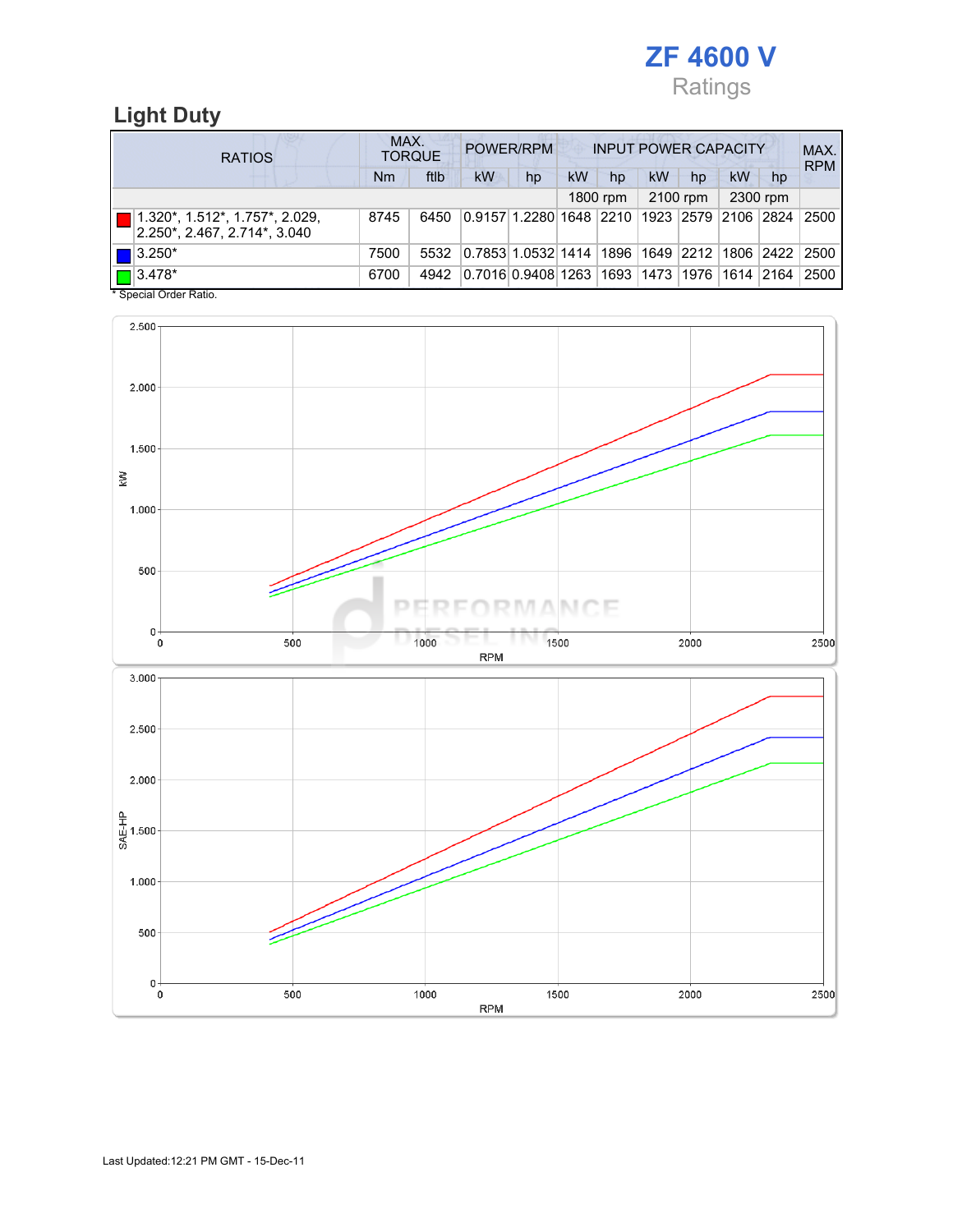# ZF 4600 V

Ratings

## Light Duty

| RATIOS | MAX. TORQUE | | POWER/RPM | | INPUT POWER CAPACITY | | | | | | MAX. RPM |
|---|---|---|---|---|---|---|---|---|---|---|---|
| | Nm | ftlb | kW | hp | kW | hp | kW | hp | kW | hp | |
| | | | | | 1800 rpm | | 2100 rpm | | 2300 rpm | | |
| 1.320*, 1.512*, 1.757*, 2.029, 2.250*, 2.467, 2.714*, 3.040 | 8745 | 6450 | 0.9157 | 1.2280 | 1648 | 2210 | 1923 | 2579 | 2106 | 2824 | 2500 |
| 3.250* | 7500 | 5532 | 0.7853 | 1.0532 | 1414 | 1896 | 1649 | 2212 | 1806 | 2422 | 2500 |
| 3.478* | 6700 | 4942 | 0.7016 | 0.9408 | 1263 | 1693 | 1473 | 1976 | 1614 | 2164 | 2500 |

* Special Order Ratio.

kW
2.500
2.000
1.500
1.000
500
0
0 500 1000 1500 2000 2500
RPM

SAE-HP
3.000
2.500
2.000
1.500
1.000
500
0
0 500 1000 1500 2000 2500
RPM

Last Updated:12:21 PM GMT - 15-Dec-11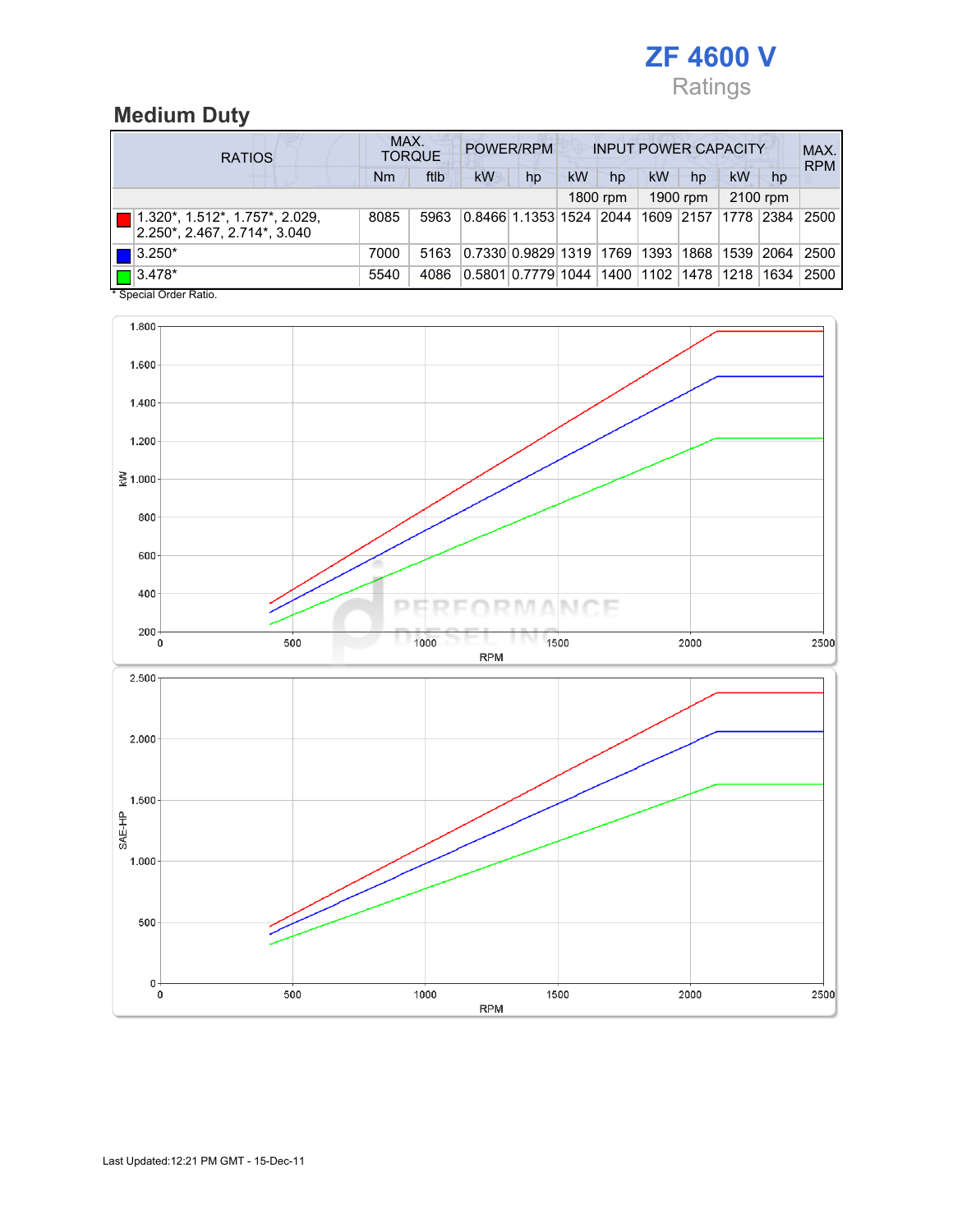# ZF 4600 V

Ratings

## Medium Duty

| RATIOS | MAX. TORQUE | | POWER/RPM | | INPUT POWER CAPACITY | | | | | | MAX. RPM |
|---|---|---|---|---|---|---|---|---|---|---|---|
| | Nm | ftlb | kW | hp | kW | hp | kW | hp | kW | hp | |
| | | | | | 1800 rpm | | 1900 rpm | | 2100 rpm | | |
| 1.320*, 1.512*, 1.757*, 2.029, 2.250*, 2.467, 2.714*, 3.040 | 8085 | 5963 | 0.8466 | 1.1353 | 1524 | 2044 | 1609 | 2157 | 1778 | 2384 | 2500 |
| 3.250* | 7000 | 5163 | 0.7330 | 0.9829 | 1319 | 1769 | 1393 | 1868 | 1539 | 2064 | 2500 |
| 3.478* | 5540 | 4086 | 0.5801 | 0.7779 | 1044 | 1400 | 1102 | 1478 | 1218 | 1634 | 2500 |

\* Special Order Ratio.

kW
1.800
1.600
1.400
1.200
1.000
800
600
400
200
0
500
1000
1500
2000
2500
RPM

SAE-HP
2.500
2.000
1.500
1.000
500
0
0
500
1000
1500
2000
2500
RPM

Last Updated:12:21 PM GMT - 15-Dec-11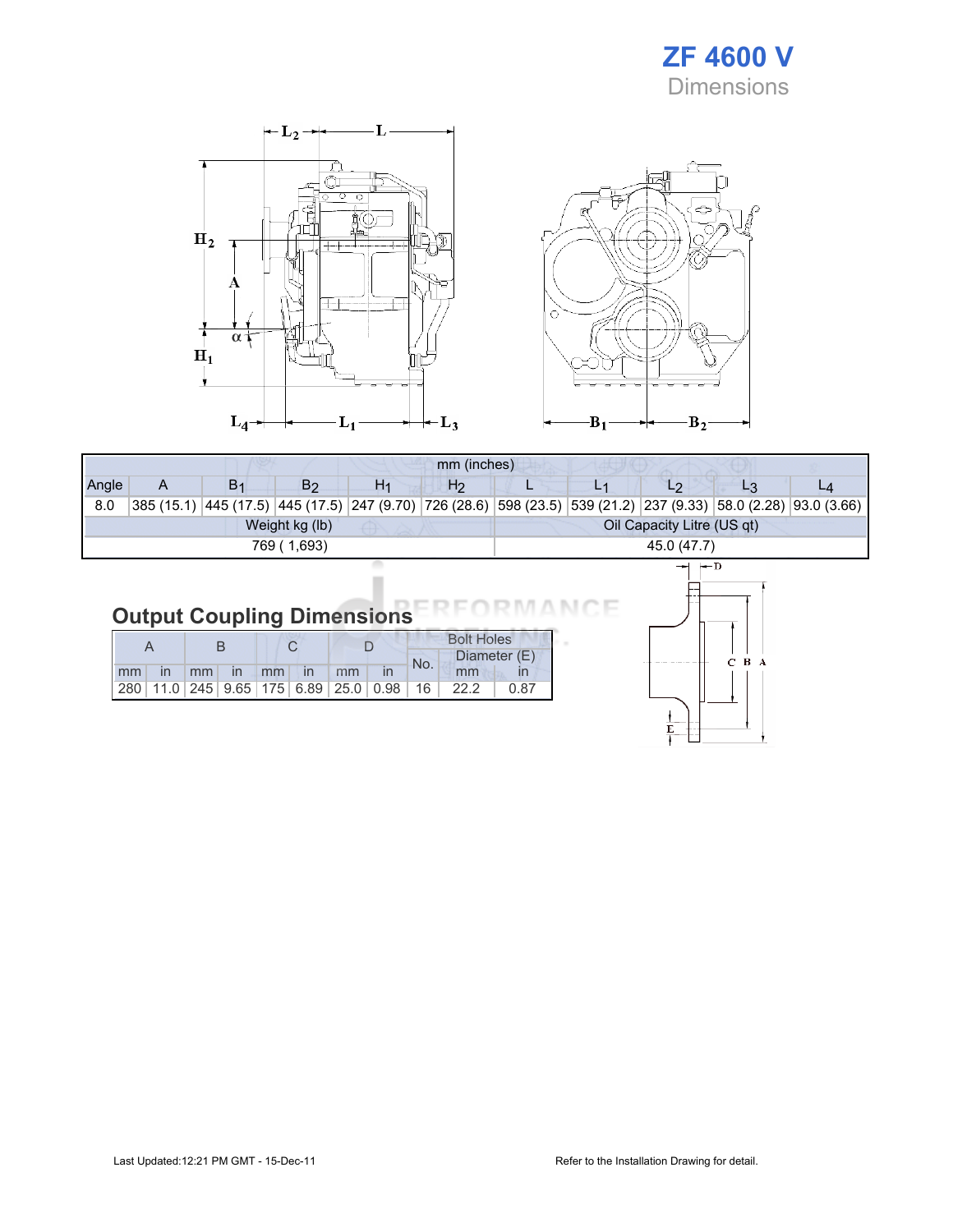# ZF 4600 V

## Dimensions

| mm (inches) | | | | | | | | | | |
|---|---|---|---|---|---|---|---|---|---|---|
| Angle | A | $B_1$ | $B_2$ | $H_1$ | $H_2$ | L | $L_1$ | $L_2$ | $L_3$ | $L_4$ |
| 8.0 | 385 (15.1) | 445 (17.5) | 445 (17.5) | 247 (9.70) | 726 (28.6) | 598 (23.5) | 539 (21.2) | 237 (9.33) | 58.0 (2.28) | 93.0 (3.66) |

| Weight kg (lb) | Oil Capacity Litre (US qt) |
|---|---|
| 769 ( 1,693) | 45.0 (47.7) |

## Output Coupling Dimensions

| A | | B | | C | | D | | Bolt Holes | | |
|---|---|---|---|---|---|---|---|---|---|---|
| | | | | | | | | No. | Diameter (E) | |
| mm | in | mm | in | mm | in | mm | in | | mm | in |
| 280 | 11.0 | 245 | 9.65 | 175 | 6.89 | 25.0 | 0.98 | 16 | 22.2 | 0.87 |

Last Updated:12:21 PM GMT - 15-Dec-11

Refer to the Installation Drawing for detail.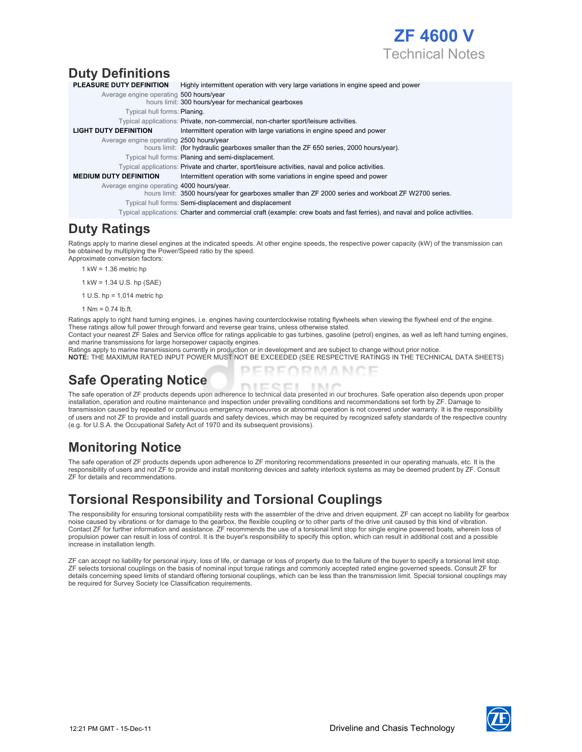# ZF 4600 V

Technical Notes

## Duty Definitions

| | |
|---|---|
| **PLEASURE DUTY DEFINITION** | Highly intermittent operation with very large variations in engine speed and power |
| Average engine operating hours limit: | 500 hours/year<br>300 hours/year for mechanical gearboxes |
| Typical hull forms: | Planing. |
| Typical applications: | Private, non-commercial, non-charter sport/leisure activities. |
| **LIGHT DUTY DEFINITION** | Intermittent operation with large variations in engine speed and power |
| Average engine operating hours limit: | 2500 hours/year<br>(for hydraulic gearboxes smaller than the ZF 650 series, 2000 hours/year). |
| Typical hull forms: | Planing and semi-displacement. |
| Typical applications: | Private and charter, sport/leisure activities, naval and police activities. |
| **MEDIUM DUTY DEFINITION** | Intermittent operation with some variations in engine speed and power |
| Average engine operating hours limit: | 4000 hours/year.<br>3500 hours/year for gearboxes smaller than ZF 2000 series and workboat ZF W2700 series. |
| Typical hull forms: | Semi-displacement and displacement |
| Typical applications: | Charter and commercial craft (example: crew boats and fast ferries), and naval and police activities. |

## Duty Ratings

Ratings apply to marine diesel engines at the indicated speeds. At other engine speeds, the respective power capacity (kW) of the transmission can be obtained by multiplying the Power/Speed ratio by the speed.
Approximate conversion factors:

1 kW = 1.36 metric hp

1 kW = 1.34 U.S. hp (SAE)

1 U.S. hp = 1.014 metric hp

1 Nm = 0.74 lb.ft.

Ratings apply to right hand turning engines, i.e. engines having counterclockwise rotating flywheels when viewing the flywheel end of the engine. These ratings allow full power through forward and reverse gear trains, unless otherwise stated.
Contact your nearest ZF Sales and Service office for ratings applicable to gas turbines, gasoline (petrol) engines, as well as left hand turning engines, and marine transmissions for large horsepower capacity engines.
Ratings apply to marine transmissions currently in production or in development and are subject to change without prior notice.
**NOTE:** THE MAXIMUM RATED INPUT POWER MUST NOT BE EXCEEDED (SEE RESPECTIVE RATINGS IN THE TECHNICAL DATA SHEETS)

## Safe Operating Notice

The safe operation of ZF products depends upon adherence to technical data presented in our brochures. Safe operation also depends upon proper installation, operation and routine maintenance and inspection under prevailing conditions and recommendations set forth by ZF. Damage to transmission caused by repeated or continuous emergency manoeuvres or abnormal operation is not covered under warranty. It is the responsibility of users and not ZF to provide and install guards and safety devices, which may be required by recognized safety standards of the respective country (e.g. for U.S.A. the Occupational Safety Act of 1970 and its subsequent provisions).

## Monitoring Notice

The safe operation of ZF products depends upon adherence to ZF monitoring recommendations presented in our operating manuals, etc. It is the responsibility of users and not ZF to provide and install monitoring devices and safety interlock systems as may be deemed prudent by ZF. Consult ZF for details and recommendations.

## Torsional Responsibility and Torsional Couplings

The responsibility for ensuring torsional compatibility rests with the assembler of the drive and driven equipment. ZF can accept no liability for gearbox noise caused by vibrations or for damage to the gearbox, the flexible coupling or to other parts of the drive unit caused by this kind of vibration. Contact ZF for further information and assistance. ZF recommends the use of a torsional limit stop for single engine powered boats, wherein loss of propulsion power can result in loss of control. It is the buyer's responsibility to specify this option, which can result in additional cost and a possible increase in installation length.

ZF can accept no liability for personal injury, loss of life, or damage or loss of property due to the failure of the buyer to specify a torsional limit stop. ZF selects torsional couplings on the basis of nominal input torque ratings and commonly accepted rated engine governed speeds. Consult ZF for details concerning speed limits of standard offering torsional couplings, which can be less than the transmission limit. Special torsional couplings may be required for Survey Society Ice Classification requirements.